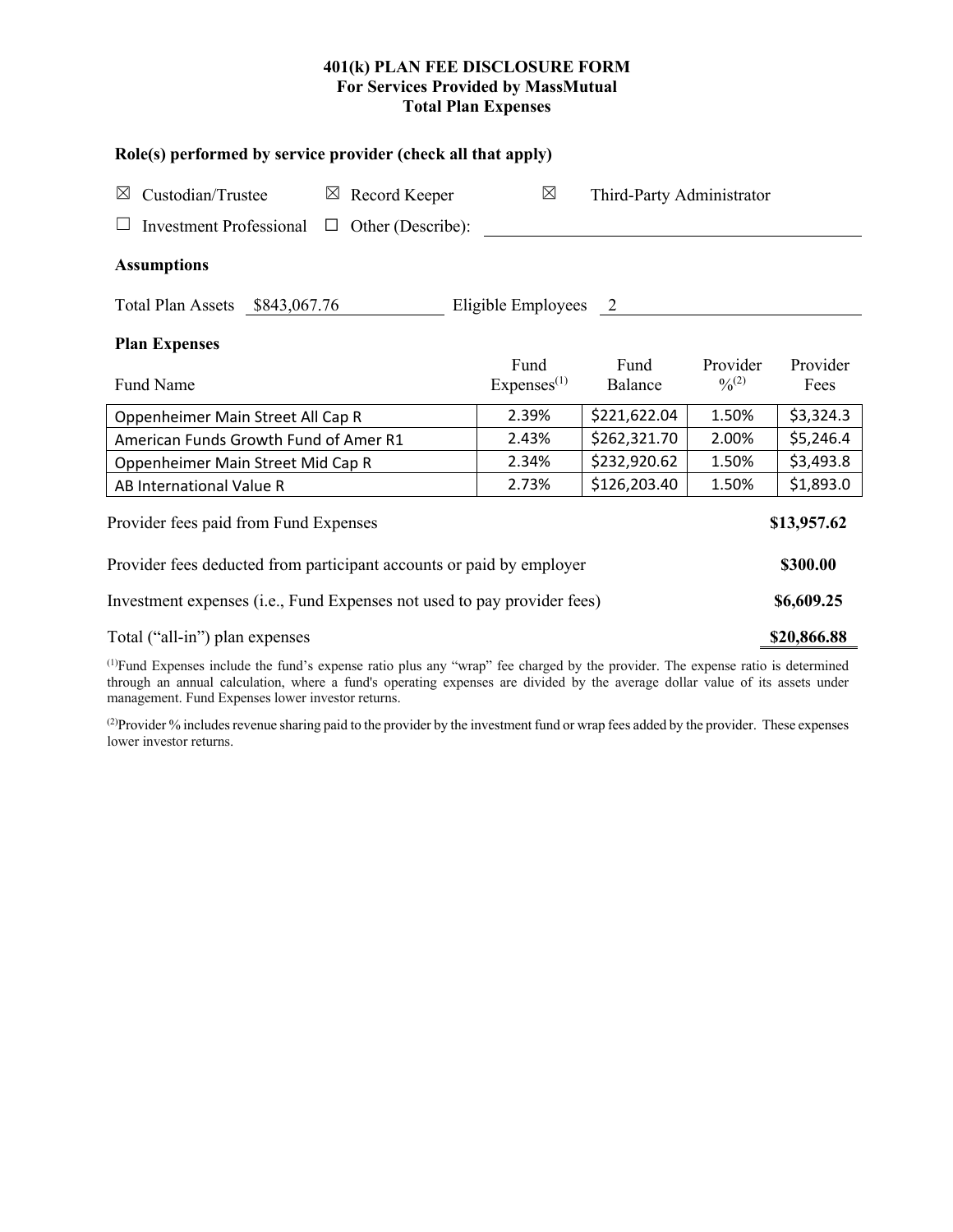**401(k) PLAN FEE DISCLOSURE FORM**
**For Services Provided by MassMutual**
**Total Plan Expenses**

**Role(s) performed by service provider (check all that apply)**

☒ Custodian/Trustee ☒ Record Keeper ☒ Third-Party Administrator

☐ Investment Professional ☐ Other (Describe): \_\_\_\_\_\_\_\_\_\_\_\_\_\_\_\_\_\_\_\_

**Assumptions**

Total Plan Assets $843,067.76 Eligible Employees 2

**Plan Expenses**

| Fund Name | Fund Expenses[1] | Fund Balance | Provider %[2] | Provider Fees |
|---|---|---|---|---|
| Oppenheimer Main Street All Cap R | 2.39% | $221,622.04 | 1.50% | $3,324.3 |
| American Funds Growth Fund of Amer R1 | 2.43% | $262,321.70 | 2.00% | $5,246.4 |
| Oppenheimer Main Street Mid Cap R | 2.34% | $232,920.62 | 1.50% | $3,493.8 |
| AB International Value R | 2.73% | $126,203.40 | 1.50% | $1,893.0 |

| | |
|---|---|
| Provider fees paid from Fund Expenses | **$13,957.62** |
| Provider fees deducted from participant accounts or paid by employer | **$300.00** |
| Investment expenses (i.e., Fund Expenses not used to pay provider fees) | **$6,609.25** |
| Total ("all-in") plan expenses | **$20,866.88** |

[1]Fund Expenses include the fund's expense ratio plus any "wrap" fee charged by the provider. The expense ratio is determined through an annual calculation, where a fund's operating expenses are divided by the average dollar value of its assets under management. Fund Expenses lower investor returns.

[2]Provider % includes revenue sharing paid to the provider by the investment fund or wrap fees added by the provider. These expenses lower investor returns.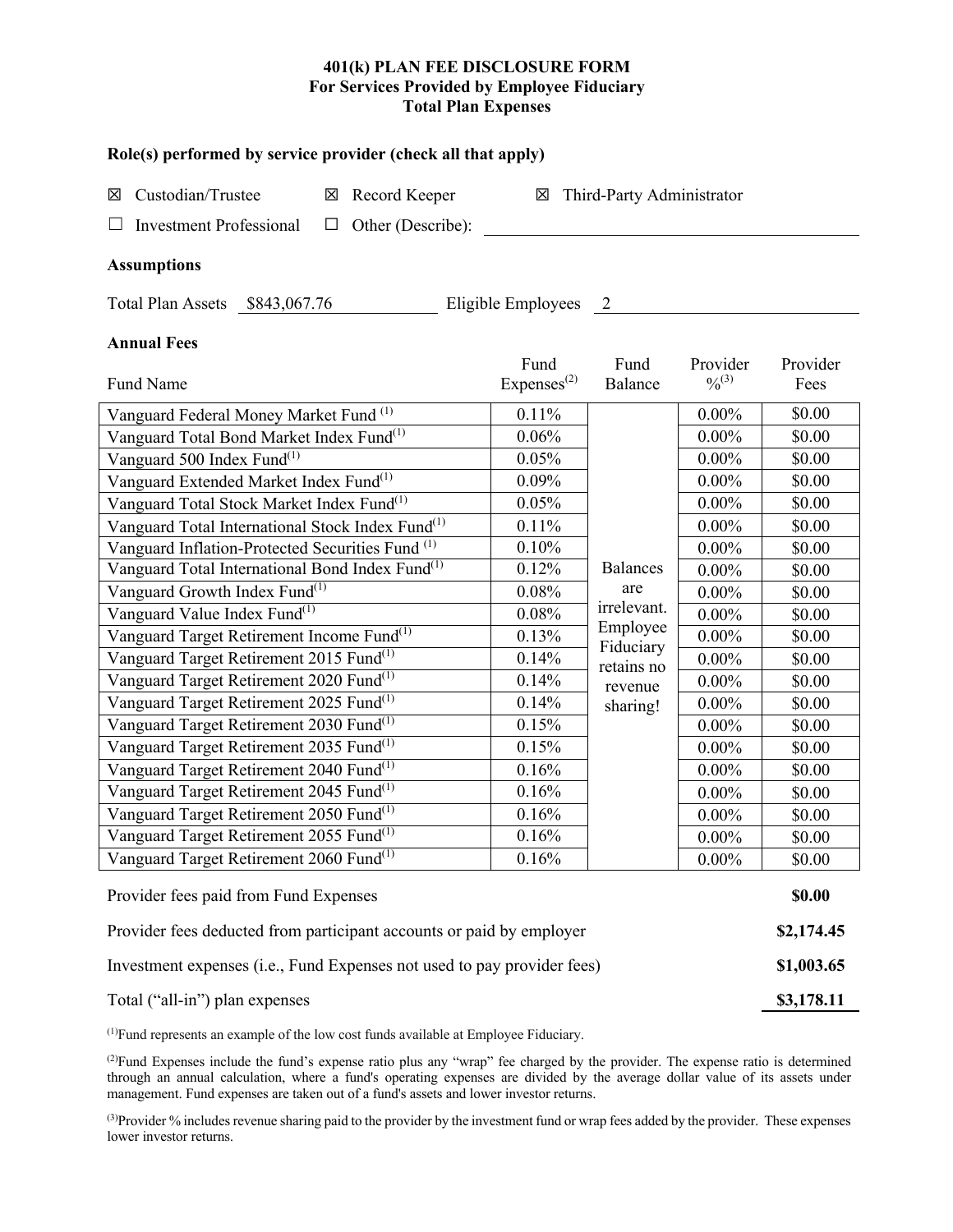**401(k) PLAN FEE DISCLOSURE FORM**
**For Services Provided by Employee Fiduciary**
**Total Plan Expenses**

**Role(s) performed by service provider (check all that apply)**

☒ Custodian/Trustee ☒ Record Keeper ☒ Third-Party Administrator

☐ Investment Professional ☐ Other (Describe): ______________________

**Assumptions**

Total Plan Assets $843,067.76 Eligible Employees 2

**Annual Fees**

| Fund Name | Fund Expenses[2] | Fund Balance | Provider %[3] | Provider Fees |
|---|---|---|---|---|
| Vanguard Federal Money Market Fund [1] | 0.11% | Balances are irrelevant. Employee Fiduciary retains no revenue sharing! | 0.00% | $0.00 |
| Vanguard Total Bond Market Index Fund[1] | 0.06% | | 0.00% | $0.00 |
| Vanguard 500 Index Fund[1] | 0.05% | | 0.00% | $0.00 |
| Vanguard Extended Market Index Fund[1] | 0.09% | | 0.00% | $0.00 |
| Vanguard Total Stock Market Index Fund[1] | 0.05% | | 0.00% | $0.00 |
| Vanguard Total International Stock Index Fund[1] | 0.11% | | 0.00% | $0.00 |
| Vanguard Inflation-Protected Securities Fund [1] | 0.10% | | 0.00% | $0.00 |
| Vanguard Total International Bond Index Fund[1] | 0.12% | | 0.00% | $0.00 |
| Vanguard Growth Index Fund[1] | 0.08% | | 0.00% | $0.00 |
| Vanguard Value Index Fund[1] | 0.08% | | 0.00% | $0.00 |
| Vanguard Target Retirement Income Fund[1] | 0.13% | | 0.00% | $0.00 |
| Vanguard Target Retirement 2015 Fund[1] | 0.14% | | 0.00% | $0.00 |
| Vanguard Target Retirement 2020 Fund[1] | 0.14% | | 0.00% | $0.00 |
| Vanguard Target Retirement 2025 Fund[1] | 0.14% | | 0.00% | $0.00 |
| Vanguard Target Retirement 2030 Fund[1] | 0.15% | | 0.00% | $0.00 |
| Vanguard Target Retirement 2035 Fund[1] | 0.15% | | 0.00% | $0.00 |
| Vanguard Target Retirement 2040 Fund[1] | 0.16% | | 0.00% | $0.00 |
| Vanguard Target Retirement 2045 Fund[1] | 0.16% | | 0.00% | $0.00 |
| Vanguard Target Retirement 2050 Fund[1] | 0.16% | | 0.00% | $0.00 |
| Vanguard Target Retirement 2055 Fund[1] | 0.16% | | 0.00% | $0.00 |
| Vanguard Target Retirement 2060 Fund[1] | 0.16% | | 0.00% | $0.00 |

| | |
|---|---|
| Provider fees paid from Fund Expenses | **$0.00** |
| Provider fees deducted from participant accounts or paid by employer | **$2,174.45** |
| Investment expenses (i.e., Fund Expenses not used to pay provider fees) | **$1,003.65** |
| Total ("all-in") plan expenses | **$3,178.11** |

[1]Fund represents an example of the low cost funds available at Employee Fiduciary.

[2]Fund Expenses include the fund's expense ratio plus any "wrap" fee charged by the provider. The expense ratio is determined through an annual calculation, where a fund's operating expenses are divided by the average dollar value of its assets under management. Fund expenses are taken out of a fund's assets and lower investor returns.

[3]Provider % includes revenue sharing paid to the provider by the investment fund or wrap fees added by the provider. These expenses lower investor returns.